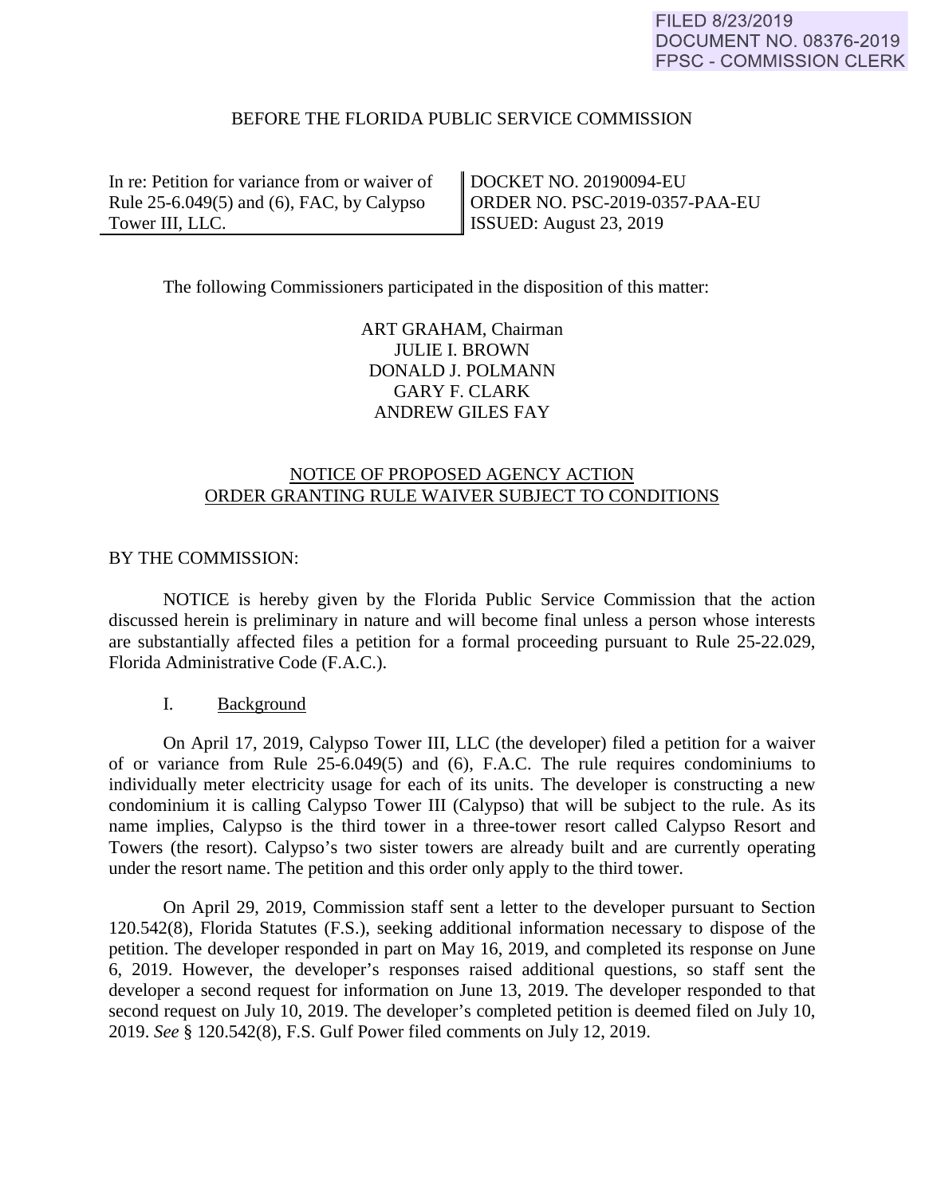FILED 8/23/2019
DOCUMENT NO. 08376-2019
FPSC - COMMISSION CLERK

BEFORE THE FLORIDA PUBLIC SERVICE COMMISSION

| In re: Petition for variance from or waiver of Rule 25-6.049(5) and (6), FAC, by Calypso Tower III, LLC. | DOCKET NO. 20190094-EU<br>ORDER NO. PSC-2019-0357-PAA-EU<br>ISSUED: August 23, 2019 |
|---|---|

The following Commissioners participated in the disposition of this matter:

ART GRAHAM, Chairman
JULIE I. BROWN
DONALD J. POLMANN
GARY F. CLARK
ANDREW GILES FAY

NOTICE OF PROPOSED AGENCY ACTION
ORDER GRANTING RULE WAIVER SUBJECT TO CONDITIONS

BY THE COMMISSION:

NOTICE is hereby given by the Florida Public Service Commission that the action discussed herein is preliminary in nature and will become final unless a person whose interests are substantially affected files a petition for a formal proceeding pursuant to Rule 25-22.029, Florida Administrative Code (F.A.C.).

## I. Background

On April 17, 2019, Calypso Tower III, LLC (the developer) filed a petition for a waiver of or variance from Rule 25-6.049(5) and (6), F.A.C. The rule requires condominiums to individually meter electricity usage for each of its units. The developer is constructing a new condominium it is calling Calypso Tower III (Calypso) that will be subject to the rule. As its name implies, Calypso is the third tower in a three-tower resort called Calypso Resort and Towers (the resort). Calypso's two sister towers are already built and are currently operating under the resort name. The petition and this order only apply to the third tower.

On April 29, 2019, Commission staff sent a letter to the developer pursuant to Section 120.542(8), Florida Statutes (F.S.), seeking additional information necessary to dispose of the petition. The developer responded in part on May 16, 2019, and completed its response on June 6, 2019. However, the developer's responses raised additional questions, so staff sent the developer a second request for information on June 13, 2019. The developer responded to that second request on July 10, 2019. The developer's completed petition is deemed filed on July 10, 2019. *See* § 120.542(8), F.S. Gulf Power filed comments on July 12, 2019.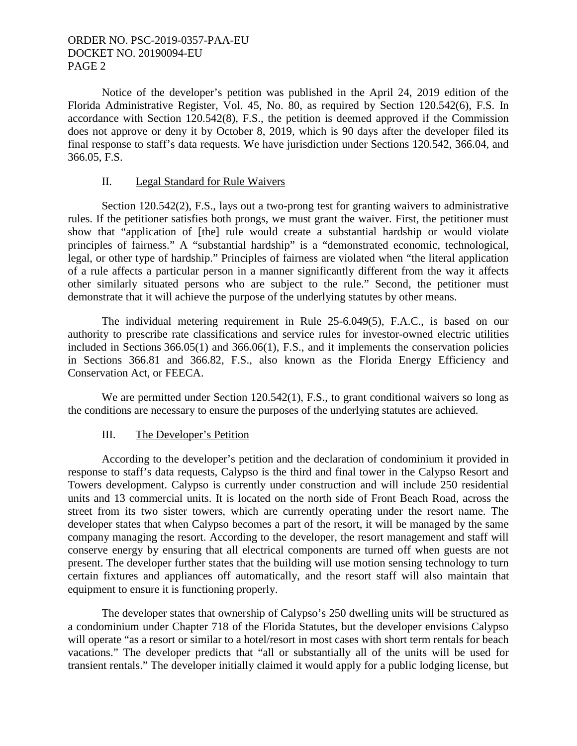Notice of the developer's petition was published in the April 24, 2019 edition of the Florida Administrative Register, Vol. 45, No. 80, as required by Section 120.542(6), F.S. In accordance with Section 120.542(8), F.S., the petition is deemed approved if the Commission does not approve or deny it by October 8, 2019, which is 90 days after the developer filed its final response to staff's data requests. We have jurisdiction under Sections 120.542, 366.04, and 366.05, F.S.

## II. Legal Standard for Rule Waivers

Section 120.542(2), F.S., lays out a two-prong test for granting waivers to administrative rules. If the petitioner satisfies both prongs, we must grant the waiver. First, the petitioner must show that "application of [the] rule would create a substantial hardship or would violate principles of fairness." A "substantial hardship" is a "demonstrated economic, technological, legal, or other type of hardship." Principles of fairness are violated when "the literal application of a rule affects a particular person in a manner significantly different from the way it affects other similarly situated persons who are subject to the rule." Second, the petitioner must demonstrate that it will achieve the purpose of the underlying statutes by other means.

The individual metering requirement in Rule 25-6.049(5), F.A.C., is based on our authority to prescribe rate classifications and service rules for investor-owned electric utilities included in Sections 366.05(1) and 366.06(1), F.S., and it implements the conservation policies in Sections 366.81 and 366.82, F.S., also known as the Florida Energy Efficiency and Conservation Act, or FEECA.

We are permitted under Section 120.542(1), F.S., to grant conditional waivers so long as the conditions are necessary to ensure the purposes of the underlying statutes are achieved.

## III. The Developer's Petition

According to the developer's petition and the declaration of condominium it provided in response to staff's data requests, Calypso is the third and final tower in the Calypso Resort and Towers development. Calypso is currently under construction and will include 250 residential units and 13 commercial units. It is located on the north side of Front Beach Road, across the street from its two sister towers, which are currently operating under the resort name. The developer states that when Calypso becomes a part of the resort, it will be managed by the same company managing the resort. According to the developer, the resort management and staff will conserve energy by ensuring that all electrical components are turned off when guests are not present. The developer further states that the building will use motion sensing technology to turn certain fixtures and appliances off automatically, and the resort staff will also maintain that equipment to ensure it is functioning properly.

The developer states that ownership of Calypso's 250 dwelling units will be structured as a condominium under Chapter 718 of the Florida Statutes, but the developer envisions Calypso will operate "as a resort or similar to a hotel/resort in most cases with short term rentals for beach vacations." The developer predicts that "all or substantially all of the units will be used for transient rentals." The developer initially claimed it would apply for a public lodging license, but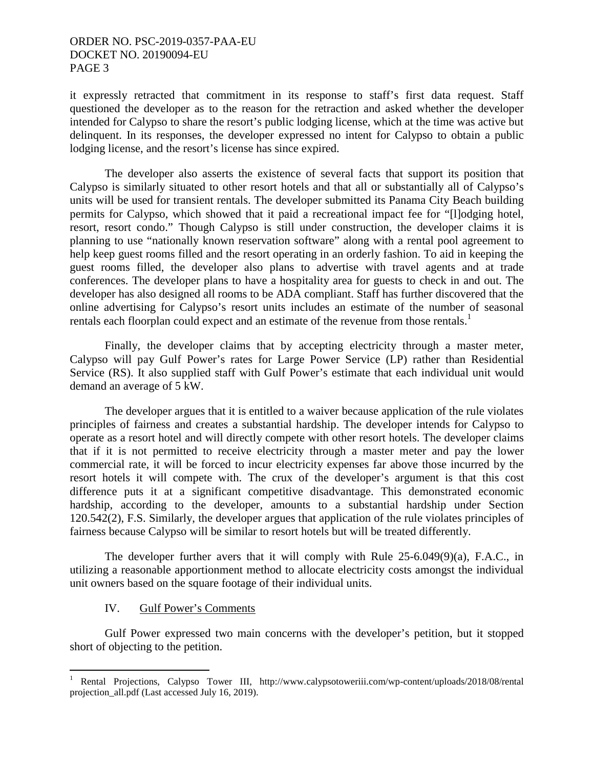it expressly retracted that commitment in its response to staff's first data request. Staff questioned the developer as to the reason for the retraction and asked whether the developer intended for Calypso to share the resort's public lodging license, which at the time was active but delinquent. In its responses, the developer expressed no intent for Calypso to obtain a public lodging license, and the resort's license has since expired.

The developer also asserts the existence of several facts that support its position that Calypso is similarly situated to other resort hotels and that all or substantially all of Calypso's units will be used for transient rentals. The developer submitted its Panama City Beach building permits for Calypso, which showed that it paid a recreational impact fee for "[l]odging hotel, resort, resort condo." Though Calypso is still under construction, the developer claims it is planning to use "nationally known reservation software" along with a rental pool agreement to help keep guest rooms filled and the resort operating in an orderly fashion. To aid in keeping the guest rooms filled, the developer also plans to advertise with travel agents and at trade conferences. The developer plans to have a hospitality area for guests to check in and out. The developer has also designed all rooms to be ADA compliant. Staff has further discovered that the online advertising for Calypso's resort units includes an estimate of the number of seasonal rentals each floorplan could expect and an estimate of the revenue from those rentals.[1]

Finally, the developer claims that by accepting electricity through a master meter, Calypso will pay Gulf Power's rates for Large Power Service (LP) rather than Residential Service (RS). It also supplied staff with Gulf Power's estimate that each individual unit would demand an average of 5 kW.

The developer argues that it is entitled to a waiver because application of the rule violates principles of fairness and creates a substantial hardship. The developer intends for Calypso to operate as a resort hotel and will directly compete with other resort hotels. The developer claims that if it is not permitted to receive electricity through a master meter and pay the lower commercial rate, it will be forced to incur electricity expenses far above those incurred by the resort hotels it will compete with. The crux of the developer's argument is that this cost difference puts it at a significant competitive disadvantage. This demonstrated economic hardship, according to the developer, amounts to a substantial hardship under Section 120.542(2), F.S. Similarly, the developer argues that application of the rule violates principles of fairness because Calypso will be similar to resort hotels but will be treated differently.

The developer further avers that it will comply with Rule 25-6.049(9)(a), F.A.C., in utilizing a reasonable apportionment method to allocate electricity costs amongst the individual unit owners based on the square footage of their individual units.

## IV. Gulf Power's Comments

Gulf Power expressed two main concerns with the developer's petition, but it stopped short of objecting to the petition.

---

[1] Rental Projections, Calypso Tower III, http://www.calypsotoweriii.com/wp-content/uploads/2018/08/rental projection_all.pdf (Last accessed July 16, 2019).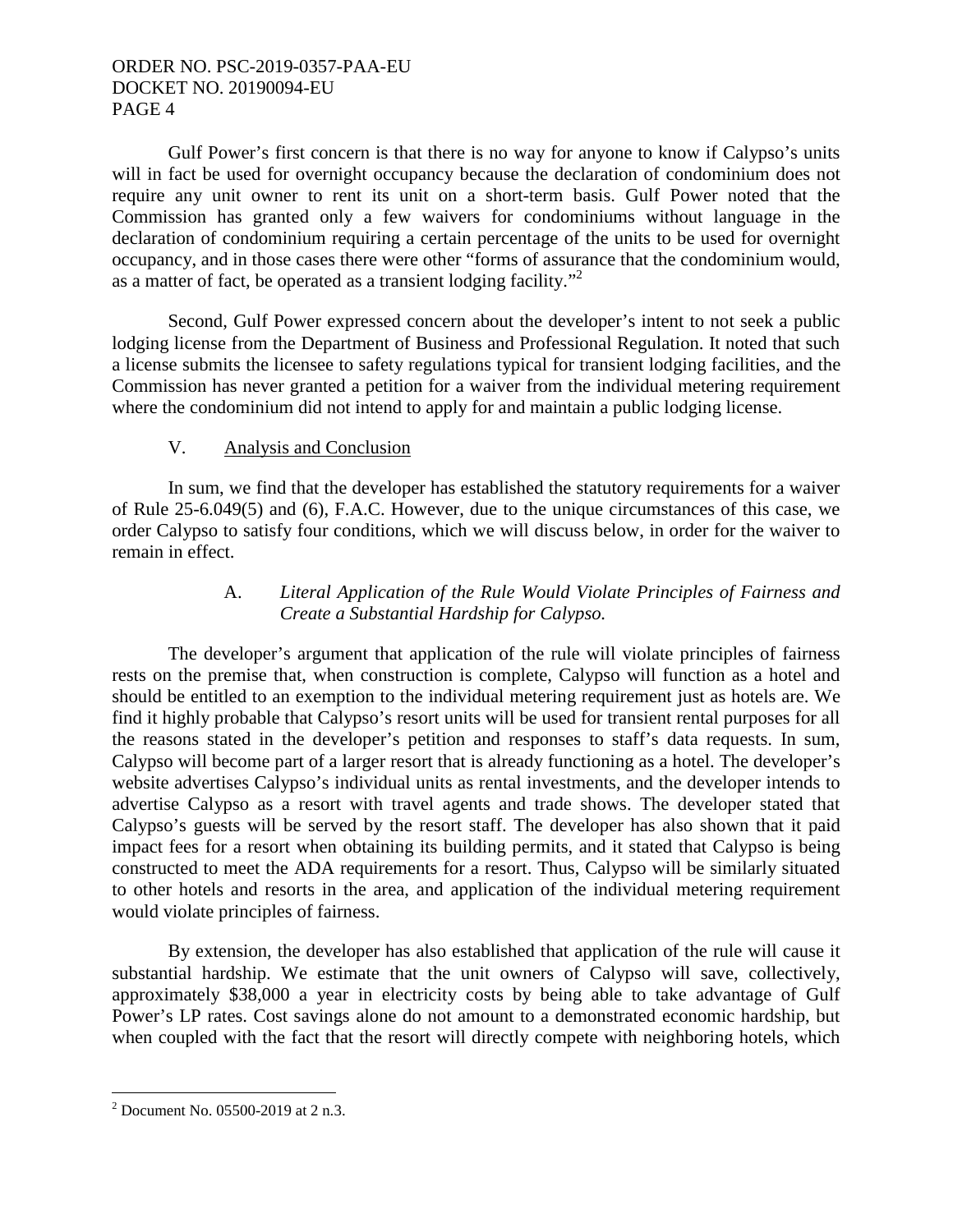Gulf Power's first concern is that there is no way for anyone to know if Calypso's units will in fact be used for overnight occupancy because the declaration of condominium does not require any unit owner to rent its unit on a short-term basis. Gulf Power noted that the Commission has granted only a few waivers for condominiums without language in the declaration of condominium requiring a certain percentage of the units to be used for overnight occupancy, and in those cases there were other "forms of assurance that the condominium would, as a matter of fact, be operated as a transient lodging facility."[2]

Second, Gulf Power expressed concern about the developer's intent to not seek a public lodging license from the Department of Business and Professional Regulation. It noted that such a license submits the licensee to safety regulations typical for transient lodging facilities, and the Commission has never granted a petition for a waiver from the individual metering requirement where the condominium did not intend to apply for and maintain a public lodging license.

## V. Analysis and Conclusion

In sum, we find that the developer has established the statutory requirements for a waiver of Rule 25-6.049(5) and (6), F.A.C. However, due to the unique circumstances of this case, we order Calypso to satisfy four conditions, which we will discuss below, in order for the waiver to remain in effect.

### A. *Literal Application of the Rule Would Violate Principles of Fairness and Create a Substantial Hardship for Calypso.*

The developer's argument that application of the rule will violate principles of fairness rests on the premise that, when construction is complete, Calypso will function as a hotel and should be entitled to an exemption to the individual metering requirement just as hotels are. We find it highly probable that Calypso's resort units will be used for transient rental purposes for all the reasons stated in the developer's petition and responses to staff's data requests. In sum, Calypso will become part of a larger resort that is already functioning as a hotel. The developer's website advertises Calypso's individual units as rental investments, and the developer intends to advertise Calypso as a resort with travel agents and trade shows. The developer stated that Calypso's guests will be served by the resort staff. The developer has also shown that it paid impact fees for a resort when obtaining its building permits, and it stated that Calypso is being constructed to meet the ADA requirements for a resort. Thus, Calypso will be similarly situated to other hotels and resorts in the area, and application of the individual metering requirement would violate principles of fairness.

By extension, the developer has also established that application of the rule will cause it substantial hardship. We estimate that the unit owners of Calypso will save, collectively, approximately $38,000 a year in electricity costs by being able to take advantage of Gulf Power's LP rates. Cost savings alone do not amount to a demonstrated economic hardship, but when coupled with the fact that the resort will directly compete with neighboring hotels, which

[2] Document No. 05500-2019 at 2 n.3.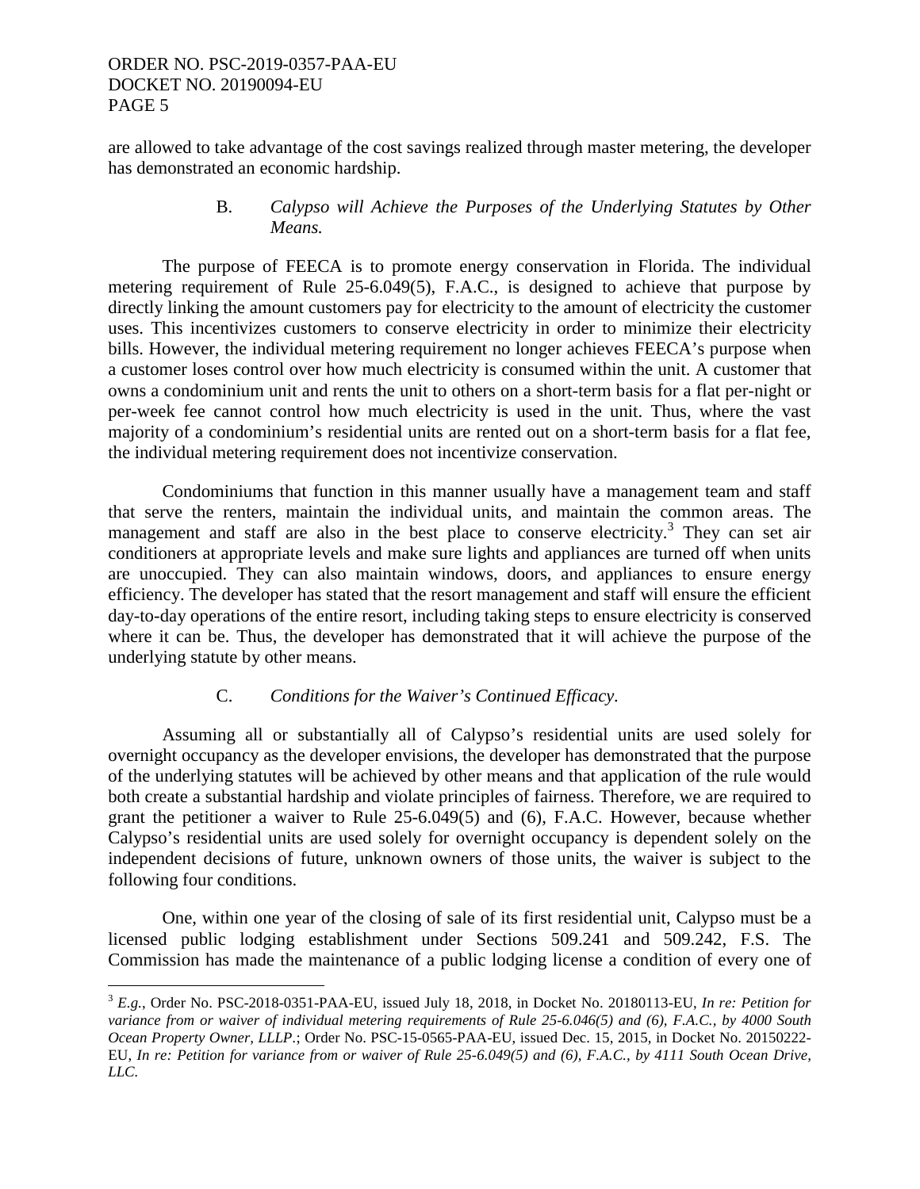are allowed to take advantage of the cost savings realized through master metering, the developer has demonstrated an economic hardship.

### B. *Calypso will Achieve the Purposes of the Underlying Statutes by Other Means.*

The purpose of FEECA is to promote energy conservation in Florida. The individual metering requirement of Rule 25-6.049(5), F.A.C., is designed to achieve that purpose by directly linking the amount customers pay for electricity to the amount of electricity the customer uses. This incentivizes customers to conserve electricity in order to minimize their electricity bills. However, the individual metering requirement no longer achieves FEECA's purpose when a customer loses control over how much electricity is consumed within the unit. A customer that owns a condominium unit and rents the unit to others on a short-term basis for a flat per-night or per-week fee cannot control how much electricity is used in the unit. Thus, where the vast majority of a condominium's residential units are rented out on a short-term basis for a flat fee, the individual metering requirement does not incentivize conservation.

Condominiums that function in this manner usually have a management team and staff that serve the renters, maintain the individual units, and maintain the common areas. The management and staff are also in the best place to conserve electricity.[3] They can set air conditioners at appropriate levels and make sure lights and appliances are turned off when units are unoccupied. They can also maintain windows, doors, and appliances to ensure energy efficiency. The developer has stated that the resort management and staff will ensure the efficient day-to-day operations of the entire resort, including taking steps to ensure electricity is conserved where it can be. Thus, the developer has demonstrated that it will achieve the purpose of the underlying statute by other means.

### C. *Conditions for the Waiver's Continued Efficacy.*

Assuming all or substantially all of Calypso's residential units are used solely for overnight occupancy as the developer envisions, the developer has demonstrated that the purpose of the underlying statutes will be achieved by other means and that application of the rule would both create a substantial hardship and violate principles of fairness. Therefore, we are required to grant the petitioner a waiver to Rule 25-6.049(5) and (6), F.A.C. However, because whether Calypso's residential units are used solely for overnight occupancy is dependent solely on the independent decisions of future, unknown owners of those units, the waiver is subject to the following four conditions.

One, within one year of the closing of sale of its first residential unit, Calypso must be a licensed public lodging establishment under Sections 509.241 and 509.242, F.S. The Commission has made the maintenance of a public lodging license a condition of every one of

---

[3] *E.g.*, Order No. PSC-2018-0351-PAA-EU, issued July 18, 2018, in Docket No. 20180113-EU, *In re: Petition for variance from or waiver of individual metering requirements of Rule 25-6.046(5) and (6), F.A.C., by 4000 South Ocean Property Owner, LLLP.*; Order No. PSC-15-0565-PAA-EU, issued Dec. 15, 2015, in Docket No. 20150222-EU, *In re: Petition for variance from or waiver of Rule 25-6.049(5) and (6), F.A.C., by 4111 South Ocean Drive, LLC.*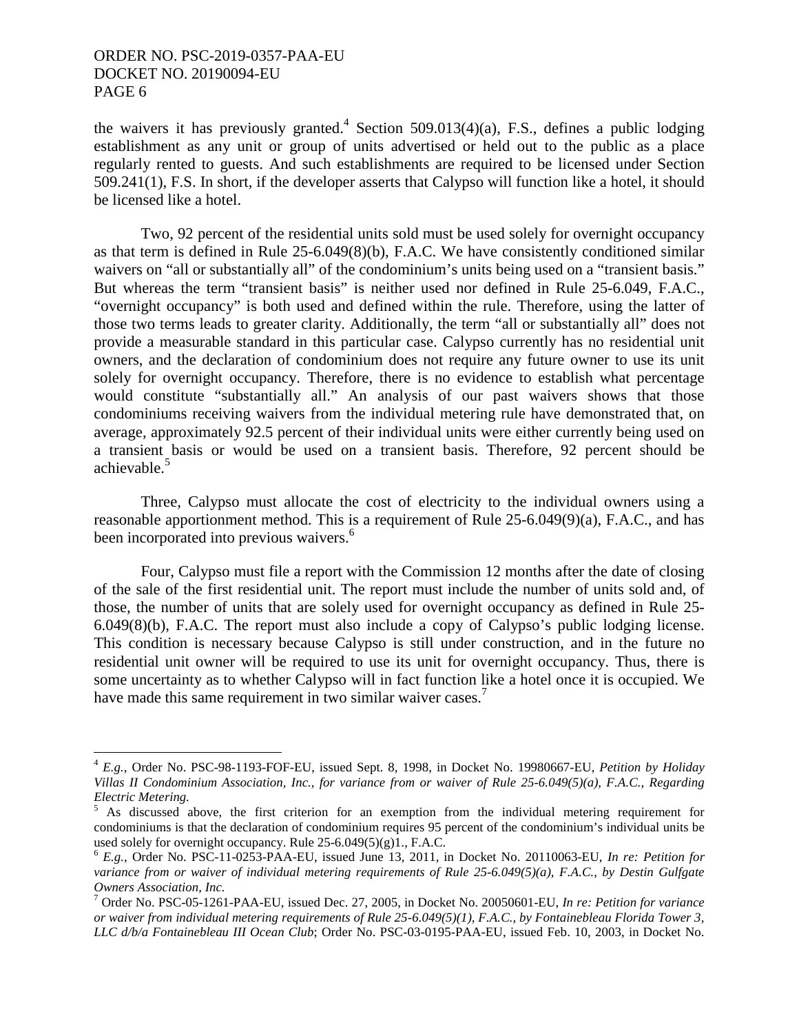the waivers it has previously granted.[4] Section 509.013(4)(a), F.S., defines a public lodging establishment as any unit or group of units advertised or held out to the public as a place regularly rented to guests. And such establishments are required to be licensed under Section 509.241(1), F.S. In short, if the developer asserts that Calypso will function like a hotel, it should be licensed like a hotel.

Two, 92 percent of the residential units sold must be used solely for overnight occupancy as that term is defined in Rule 25-6.049(8)(b), F.A.C. We have consistently conditioned similar waivers on "all or substantially all" of the condominium's units being used on a "transient basis." But whereas the term "transient basis" is neither used nor defined in Rule 25-6.049, F.A.C., "overnight occupancy" is both used and defined within the rule. Therefore, using the latter of those two terms leads to greater clarity. Additionally, the term "all or substantially all" does not provide a measurable standard in this particular case. Calypso currently has no residential unit owners, and the declaration of condominium does not require any future owner to use its unit solely for overnight occupancy. Therefore, there is no evidence to establish what percentage would constitute "substantially all." An analysis of our past waivers shows that those condominiums receiving waivers from the individual metering rule have demonstrated that, on average, approximately 92.5 percent of their individual units were either currently being used on a transient basis or would be used on a transient basis. Therefore, 92 percent should be achievable.[5]

Three, Calypso must allocate the cost of electricity to the individual owners using a reasonable apportionment method. This is a requirement of Rule 25-6.049(9)(a), F.A.C., and has been incorporated into previous waivers.[6]

Four, Calypso must file a report with the Commission 12 months after the date of closing of the sale of the first residential unit. The report must include the number of units sold and, of those, the number of units that are solely used for overnight occupancy as defined in Rule 25-6.049(8)(b), F.A.C. The report must also include a copy of Calypso's public lodging license. This condition is necessary because Calypso is still under construction, and in the future no residential unit owner will be required to use its unit for overnight occupancy. Thus, there is some uncertainty as to whether Calypso will in fact function like a hotel once it is occupied. We have made this same requirement in two similar waiver cases.[7]

---

[4] *E.g.*, Order No. PSC-98-1193-FOF-EU, issued Sept. 8, 1998, in Docket No. 19980667-EU, *Petition by Holiday Villas II Condominium Association, Inc., for variance from or waiver of Rule 25-6.049(5)(a), F.A.C., Regarding Electric Metering.*

[5] As discussed above, the first criterion for an exemption from the individual metering requirement for condominiums is that the declaration of condominium requires 95 percent of the condominium's individual units be used solely for overnight occupancy. Rule 25-6.049(5)(g)1., F.A.C.

[6] *E.g.*, Order No. PSC-11-0253-PAA-EU, issued June 13, 2011, in Docket No. 20110063-EU, *In re: Petition for variance from or waiver of individual metering requirements of Rule 25-6.049(5)(a), F.A.C., by Destin Gulfgate Owners Association, Inc.*

[7] Order No. PSC-05-1261-PAA-EU, issued Dec. 27, 2005, in Docket No. 20050601-EU, *In re: Petition for variance or waiver from individual metering requirements of Rule 25-6.049(5)(1), F.A.C., by Fontainebleau Florida Tower 3, LLC d/b/a Fontainebleau III Ocean Club*; Order No. PSC-03-0195-PAA-EU, issued Feb. 10, 2003, in Docket No.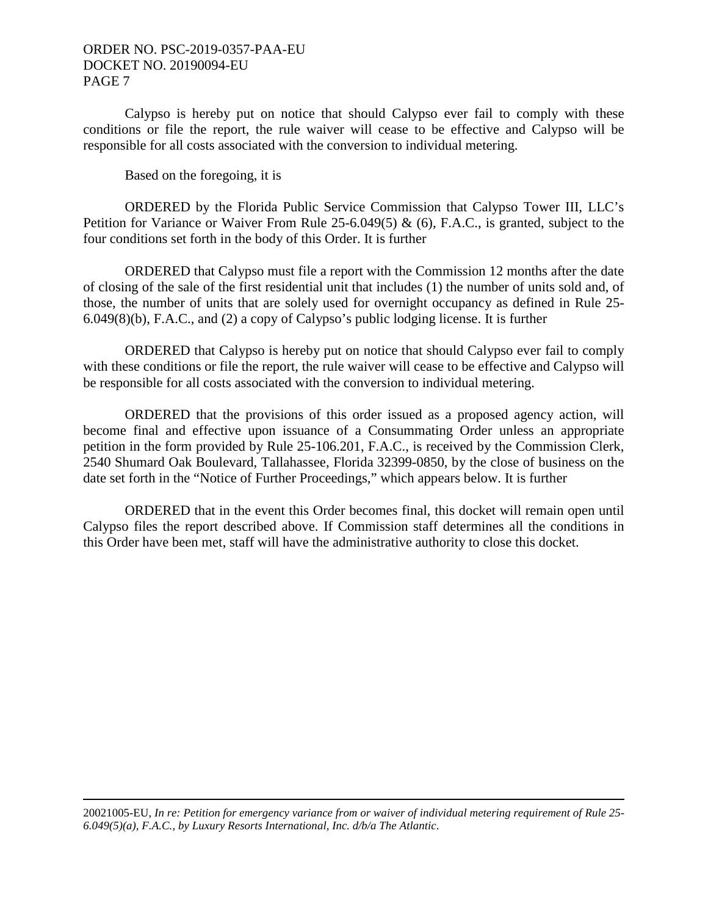Calypso is hereby put on notice that should Calypso ever fail to comply with these conditions or file the report, the rule waiver will cease to be effective and Calypso will be responsible for all costs associated with the conversion to individual metering.

Based on the foregoing, it is

ORDERED by the Florida Public Service Commission that Calypso Tower III, LLC's Petition for Variance or Waiver From Rule 25-6.049(5) & (6), F.A.C., is granted, subject to the four conditions set forth in the body of this Order. It is further

ORDERED that Calypso must file a report with the Commission 12 months after the date of closing of the sale of the first residential unit that includes (1) the number of units sold and, of those, the number of units that are solely used for overnight occupancy as defined in Rule 25-6.049(8)(b), F.A.C., and (2) a copy of Calypso's public lodging license. It is further

ORDERED that Calypso is hereby put on notice that should Calypso ever fail to comply with these conditions or file the report, the rule waiver will cease to be effective and Calypso will be responsible for all costs associated with the conversion to individual metering.

ORDERED that the provisions of this order issued as a proposed agency action, will become final and effective upon issuance of a Consummating Order unless an appropriate petition in the form provided by Rule 25-106.201, F.A.C., is received by the Commission Clerk, 2540 Shumard Oak Boulevard, Tallahassee, Florida 32399-0850, by the close of business on the date set forth in the "Notice of Further Proceedings," which appears below. It is further

ORDERED that in the event this Order becomes final, this docket will remain open until Calypso files the report described above. If Commission staff determines all the conditions in this Order have been met, staff will have the administrative authority to close this docket.

---

20021005-EU, *In re: Petition for emergency variance from or waiver of individual metering requirement of Rule 25-6.049(5)(a), F.A.C., by Luxury Resorts International, Inc. d/b/a The Atlantic*.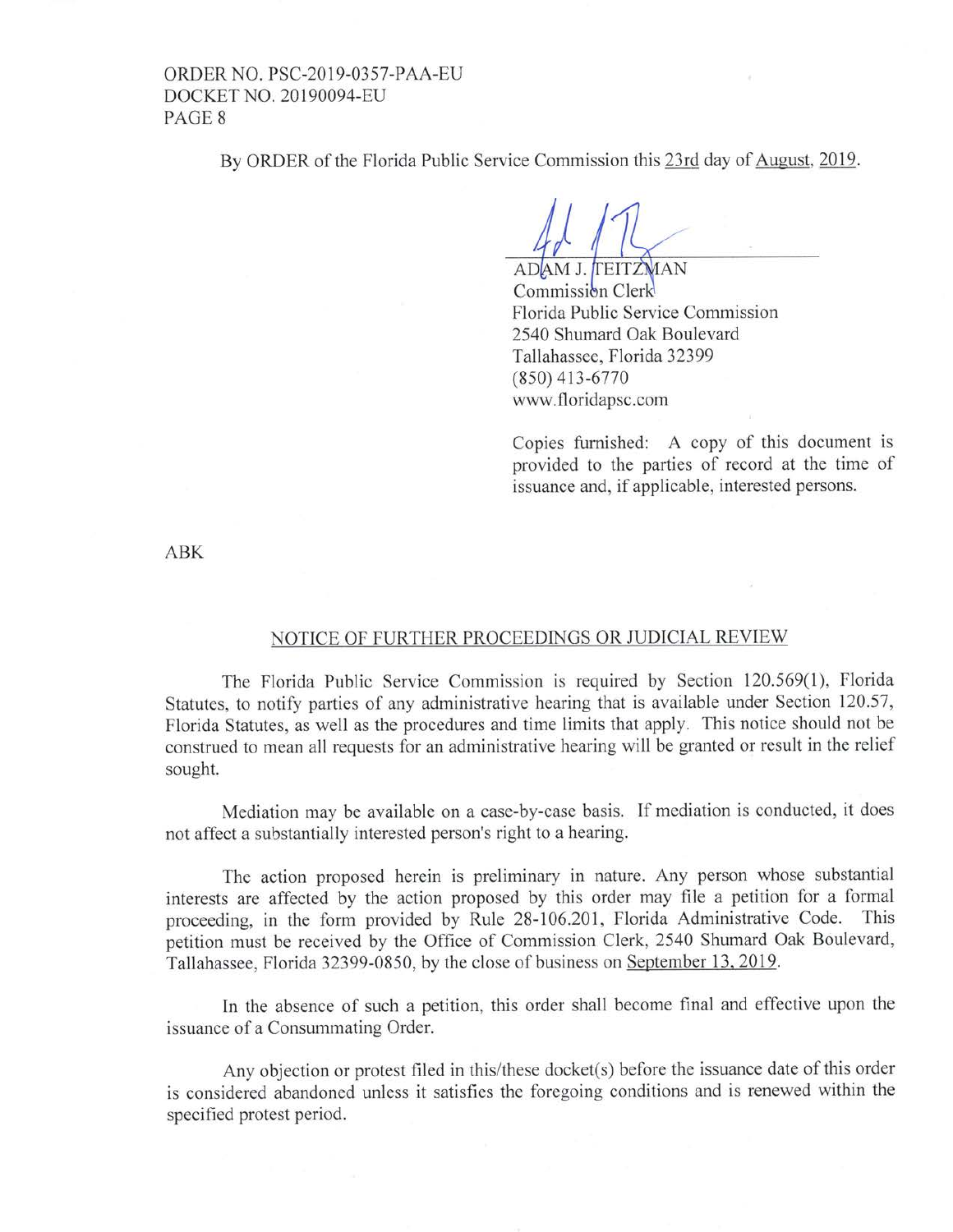By ORDER of the Florida Public Service Commission this 23rd day of August, 2019.

ADAM J. TEITZMAN
Commission Clerk
Florida Public Service Commission
2540 Shumard Oak Boulevard
Tallahassee, Florida 32399
(850) 413-6770
www.floridapsc.com

Copies furnished: A copy of this document is provided to the parties of record at the time of issuance and, if applicable, interested persons.

ABK

NOTICE OF FURTHER PROCEEDINGS OR JUDICIAL REVIEW

The Florida Public Service Commission is required by Section 120.569(1), Florida Statutes, to notify parties of any administrative hearing that is available under Section 120.57, Florida Statutes, as well as the procedures and time limits that apply. This notice should not be construed to mean all requests for an administrative hearing will be granted or result in the relief sought.

Mediation may be available on a case-by-case basis. If mediation is conducted, it does not affect a substantially interested person's right to a hearing.

The action proposed herein is preliminary in nature. Any person whose substantial interests are affected by the action proposed by this order may file a petition for a formal proceeding, in the form provided by Rule 28-106.201, Florida Administrative Code. This petition must be received by the Office of Commission Clerk, 2540 Shumard Oak Boulevard, Tallahassee, Florida 32399-0850, by the close of business on September 13, 2019.

In the absence of such a petition, this order shall become final and effective upon the issuance of a Consummating Order.

Any objection or protest filed in this/these docket(s) before the issuance date of this order is considered abandoned unless it satisfies the foregoing conditions and is renewed within the specified protest period.